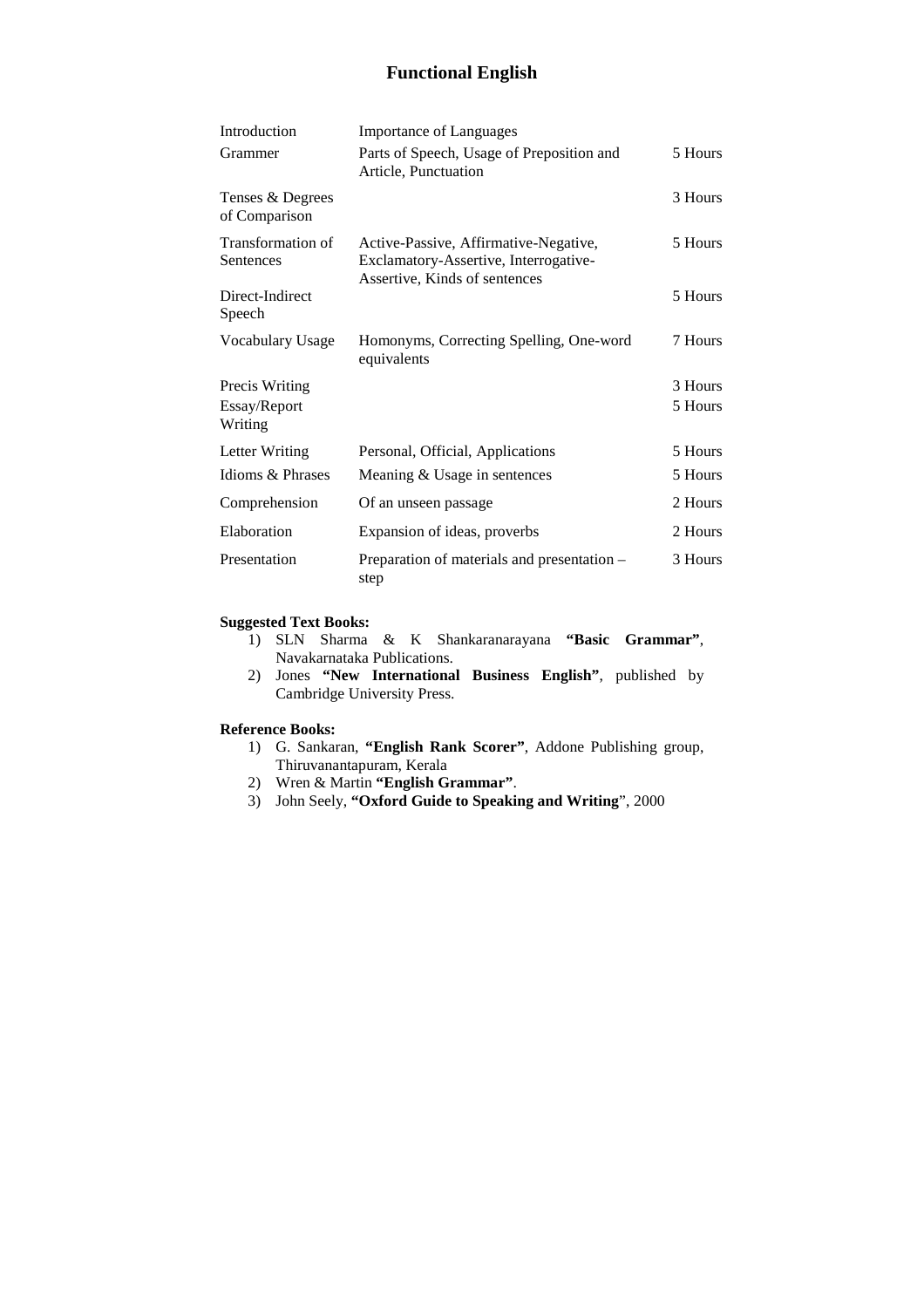# Functional English

| | | |
|---|---|---|
| Introduction | Importance of Languages | |
| Grammer | Parts of Speech, Usage of Preposition and Article, Punctuation | 5 Hours |
| Tenses & Degrees of Comparison | | 3 Hours |
| Transformation of Sentences | Active-Passive, Affirmative-Negative, Exclamatory-Assertive, Interrogative-Assertive, Kinds of sentences | 5 Hours |
| Direct-Indirect Speech | | 5 Hours |
| Vocabulary Usage | Homonyms, Correcting Spelling, One-word equivalents | 7 Hours |
| Precis Writing | | 3 Hours |
| Essay/Report Writing | | 5 Hours |
| Letter Writing | Personal, Official, Applications | 5 Hours |
| Idioms & Phrases | Meaning & Usage in sentences | 5 Hours |
| Comprehension | Of an unseen passage | 2 Hours |
| Elaboration | Expansion of ideas, proverbs | 2 Hours |
| Presentation | Preparation of materials and presentation – step | 3 Hours |

**Suggested Text Books:**

1) SLN Sharma & K Shankaranarayana **"Basic Grammar"**, Navakarnataka Publications.
2) Jones **"New International Business English"**, published by Cambridge University Press.

**Reference Books:**

1) G. Sankaran, **"English Rank Scorer"**, Addone Publishing group, Thiruvanantapuram, Kerala
2) Wren & Martin **"English Grammar"**.
3) John Seely, **"Oxford Guide to Speaking and Writing**", 2000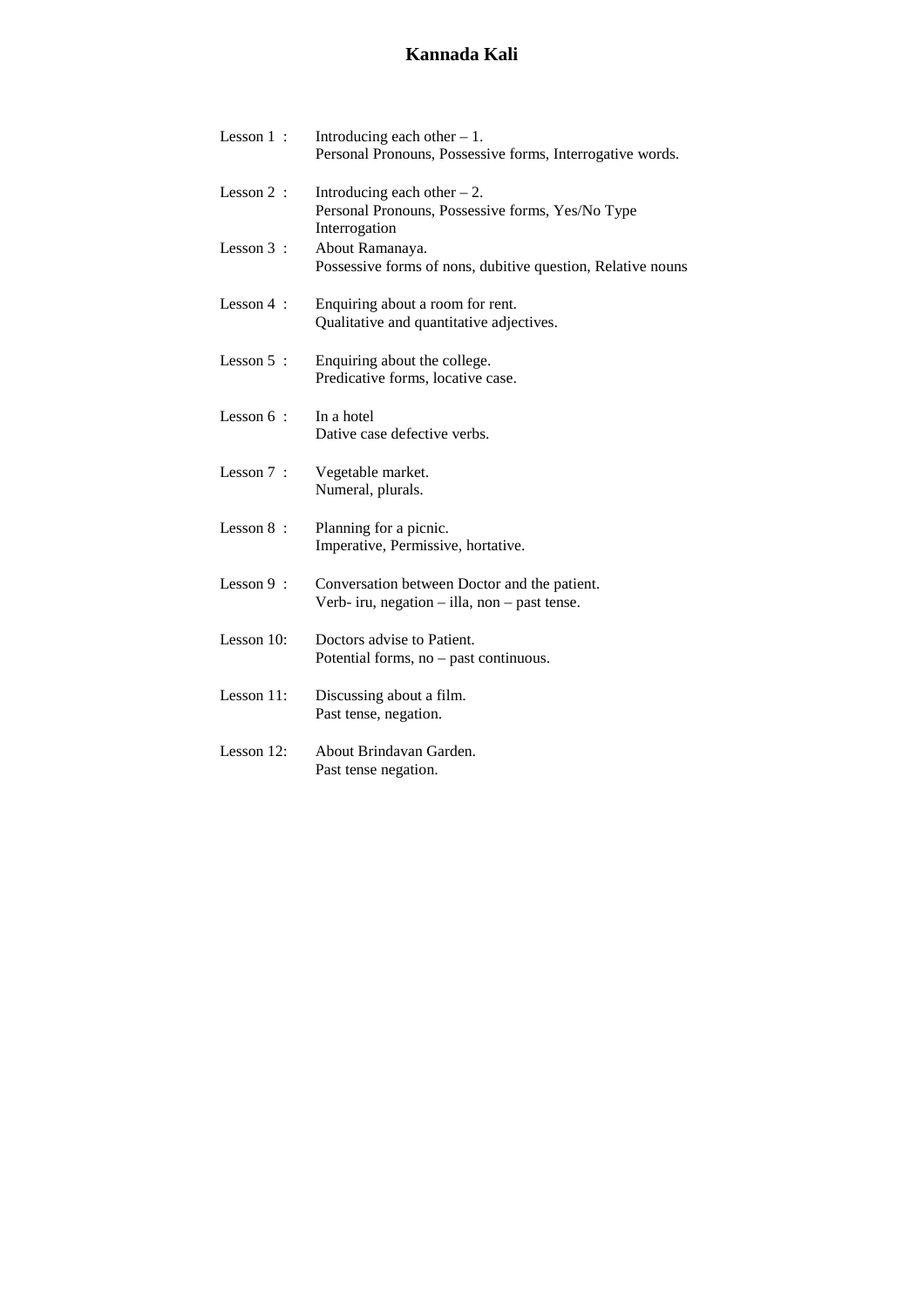# Kannada Kali

| | |
|---|---|
| Lesson 1 : | Introducing each other – 1.<br>Personal Pronouns, Possessive forms, Interrogative words. |
| Lesson 2 : | Introducing each other – 2.<br>Personal Pronouns, Possessive forms, Yes/No Type Interrogation |
| Lesson 3 : | About Ramanaya.<br>Possessive forms of nons, dubitive question, Relative nouns |
| Lesson 4 : | Enquiring about a room for rent.<br>Qualitative and quantitative adjectives. |
| Lesson 5 : | Enquiring about the college.<br>Predicative forms, locative case. |
| Lesson 6 : | In a hotel<br>Dative case defective verbs. |
| Lesson 7 : | Vegetable market.<br>Numeral, plurals. |
| Lesson 8 : | Planning for a picnic.<br>Imperative, Permissive, hortative. |
| Lesson 9 : | Conversation between Doctor and the patient.<br>Verb- iru, negation – illa, non – past tense. |
| Lesson 10: | Doctors advise to Patient.<br>Potential forms, no – past continuous. |
| Lesson 11: | Discussing about a film.<br>Past tense, negation. |
| Lesson 12: | About Brindavan Garden.<br>Past tense negation. |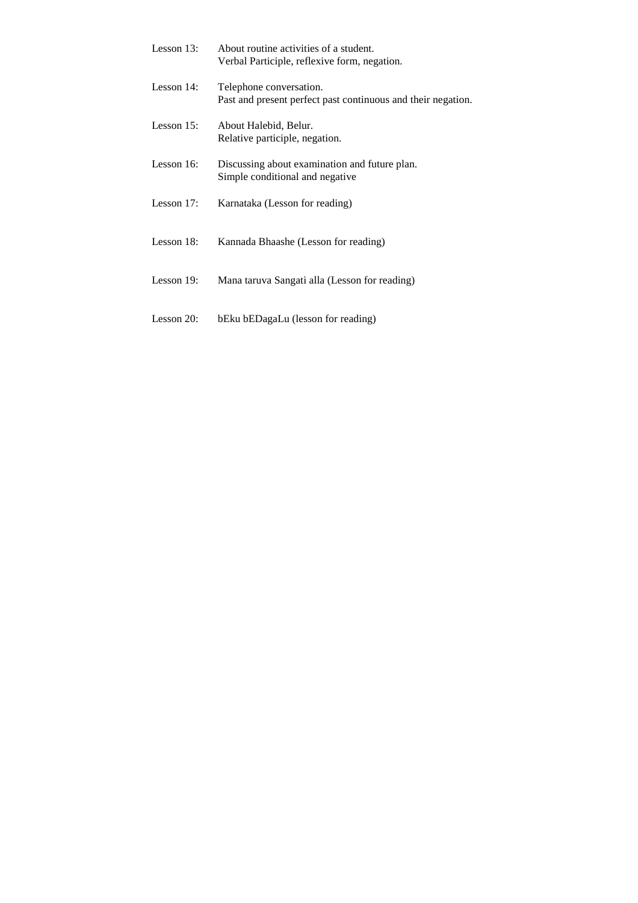Lesson 13: About routine activities of a student.
Verbal Participle, reflexive form, negation.

Lesson 14: Telephone conversation.
Past and present perfect past continuous and their negation.

Lesson 15: About Halebid, Belur.
Relative participle, negation.

Lesson 16: Discussing about examination and future plan.
Simple conditional and negative

Lesson 17: Karnataka (Lesson for reading)

Lesson 18: Kannada Bhaashe (Lesson for reading)

Lesson 19: Mana taruva Sangati alla (Lesson for reading)

Lesson 20: bEku bEDagaLu (lesson for reading)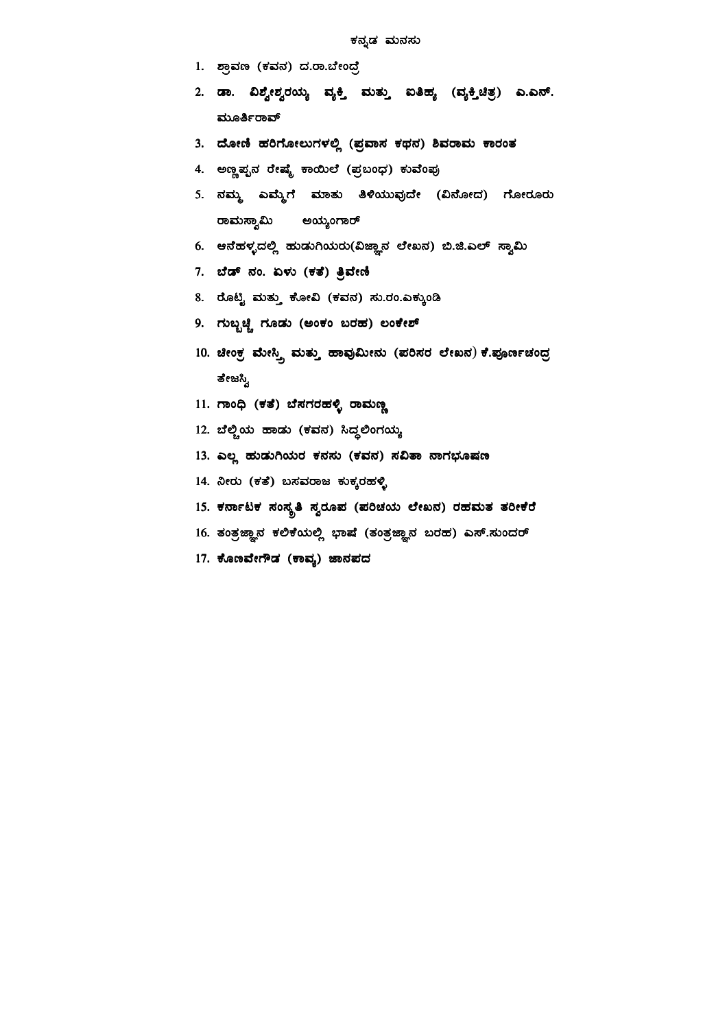# ಕನ್ನಡ ಮನಸು

1. ಶ್ರಾವಣ (ಕವನ) ದ.ರಾ.ಬೇಂದ್ರೆ
2. ಡಾ. ವಿಶ್ವೇಶ್ವರಯ್ಯ ವ್ಯಕ್ತಿ ಮತ್ತು ಐತಿಹ್ಯ (ವ್ಯಕ್ತಿಚಿತ್ರ) ಎ.ಎನ್. ಮೂರ್ತಿರಾವ್
3. ದೋಣಿ ಹರಿಗೋಲುಗಳಲ್ಲಿ (ಪ್ರವಾಸ ಕಥನ) ಶಿವರಾಮ ಕಾರಂತ
4. ಅಣ್ಣಪ್ಪನ ರೇಷ್ಮೆ ಕಾಯಿಲೆ (ಪ್ರಬಂಧ) ಕುವೆಂಪು
5. ನಮ್ಮ ಎಮ್ಮೆಗೆ ಮಾತು ತಿಳಿಯುವುದೇ (ವಿನೋದ) ಗೋರೂರು ರಾಮಸ್ವಾಮಿ ಅಯ್ಯಂಗಾರ್
6. ಆನೆಹಳ್ಳದಲ್ಲಿ ಹುಡುಗಿಯರು(ವಿಜ್ಞಾನ ಲೇಖನ) ಬಿ.ಜಿ.ಎಲ್ ಸ್ವಾಮಿ
7. ಬೆಡ್ ನಂ. ಏಳು (ಕತೆ) ತ್ರಿವೇಣಿ
8. ರೊಟ್ಟಿ ಮತ್ತು ಕೋವಿ (ಕವನ) ಸು.ರಂ.ಎಕ್ಕುಂಡಿ
9. ಗುಬ್ಬಚ್ಚಿ ಗೂಡು (ಅಂಕಣ ಬರಹ) ಲಂಕೇಶ್
10. ಚೀಂಕ್ರ ಮೇಸ್ತ್ರಿ ಮತ್ತು ಹಾವುಮೀನು (ಪರಿಸರ ಲೇಖನ) ಕೆ.ಪೂರ್ಣಚಂದ್ರ ತೇಜಸ್ವಿ
11. ಗಾಂಧಿ (ಕತೆ) ಬೆಸಗರಹಳ್ಳಿ ರಾಮಣ್ಣ
12. ಬೆಲ್ಚಿಯ ಹಾಡು (ಕವನ) ಸಿದ್ಧಲಿಂಗಯ್ಯ
13. ಎಲ್ಲ ಹುಡುಗಿಯರ ಕನಸು (ಕವನ) ಸವಿತಾ ನಾಗಭೂಷಣ
14. ನೀರು (ಕತೆ) ಬಸವರಾಜ ಕುಕ್ಕರಹಳ್ಳಿ
15. ಕರ್ನಾಟಕ ಸಂಸ್ಕೃತಿ ಸ್ವರೂಪ (ಪರಿಚಯ ಲೇಖನ) ರಹಮತ ತರೀಕೆರೆ
16. ತಂತ್ರಜ್ಞಾನ ಕಲಿಕೆಯಲ್ಲಿ ಭಾಷೆ (ತಂತ್ರಜ್ಞಾನ ಬರಹ) ಎಸ್.ಸುಂದರ್
17. ಕೊಣವೇಗೌಡ (ಕಾವ್ಯ) ಜಾನಪದ